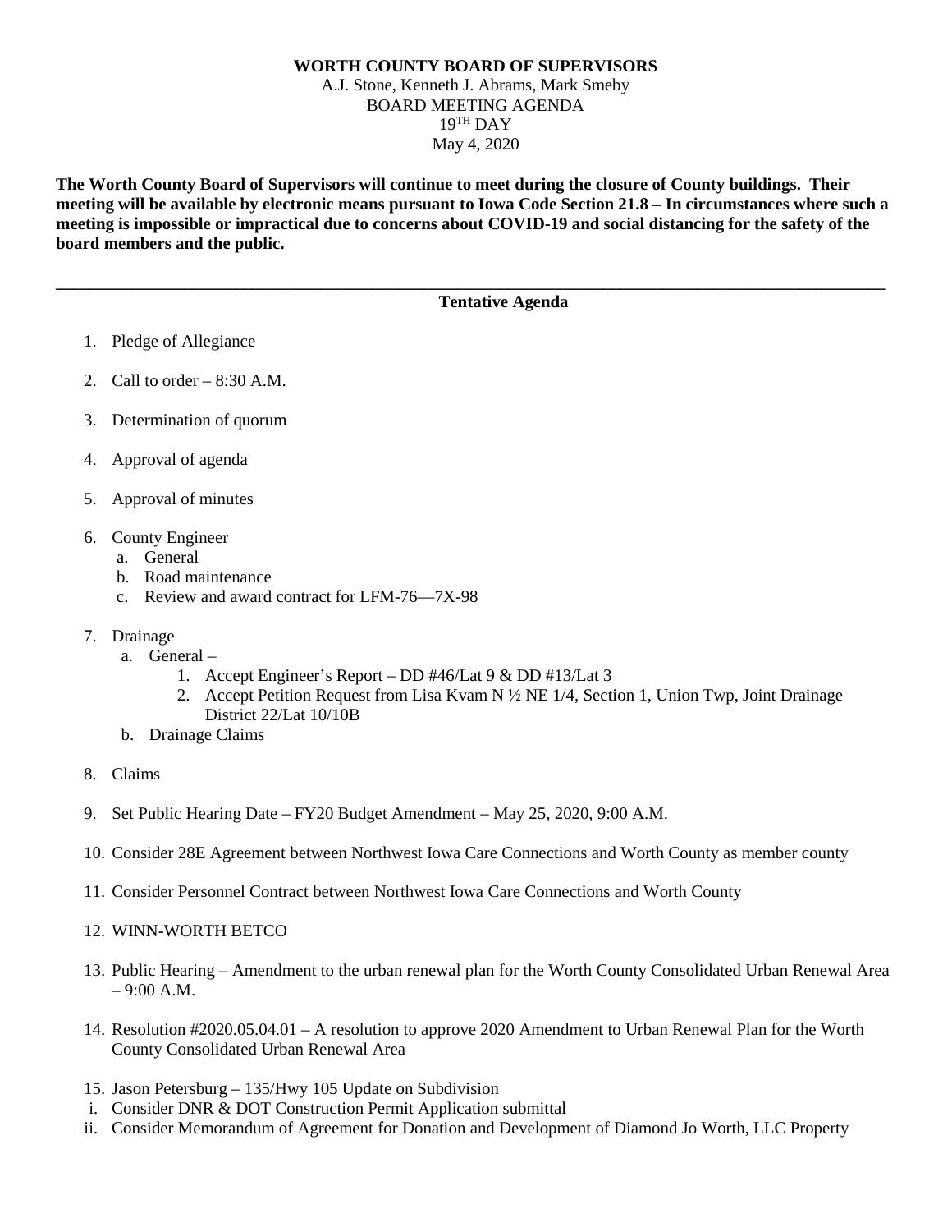**WORTH COUNTY BOARD OF SUPERVISORS**

A.J. Stone, Kenneth J. Abrams, Mark Smeby

BOARD MEETING AGENDA

19TH DAY

May 4, 2020

**The Worth County Board of Supervisors will continue to meet during the closure of County buildings. Their meeting will be available by electronic means pursuant to Iowa Code Section 21.8 – In circumstances where such a meeting is impossible or impractical due to concerns about COVID-19 and social distancing for the safety of the board members and the public.**

---

**Tentative Agenda**

1. Pledge of Allegiance
2. Call to order – 8:30 A.M.
3. Determination of quorum
4. Approval of agenda
5. Approval of minutes
6. County Engineer
   a. General
   b. Road maintenance
   c. Review and award contract for LFM-76—7X-98
7. Drainage
   a. General –
      1. Accept Engineer's Report – DD #46/Lat 9 & DD #13/Lat 3
      2. Accept Petition Request from Lisa Kvam N ½ NE 1/4, Section 1, Union Twp, Joint Drainage District 22/Lat 10/10B
   b. Drainage Claims
8. Claims
9. Set Public Hearing Date – FY20 Budget Amendment – May 25, 2020, 9:00 A.M.
10. Consider 28E Agreement between Northwest Iowa Care Connections and Worth County as member county
11. Consider Personnel Contract between Northwest Iowa Care Connections and Worth County
12. WINN-WORTH BETCO
13. Public Hearing – Amendment to the urban renewal plan for the Worth County Consolidated Urban Renewal Area – 9:00 A.M.
14. Resolution #2020.05.04.01 – A resolution to approve 2020 Amendment to Urban Renewal Plan for the Worth County Consolidated Urban Renewal Area
15. Jason Petersburg – 135/Hwy 105 Update on Subdivision
    i. Consider DNR & DOT Construction Permit Application submittal
    ii. Consider Memorandum of Agreement for Donation and Development of Diamond Jo Worth, LLC Property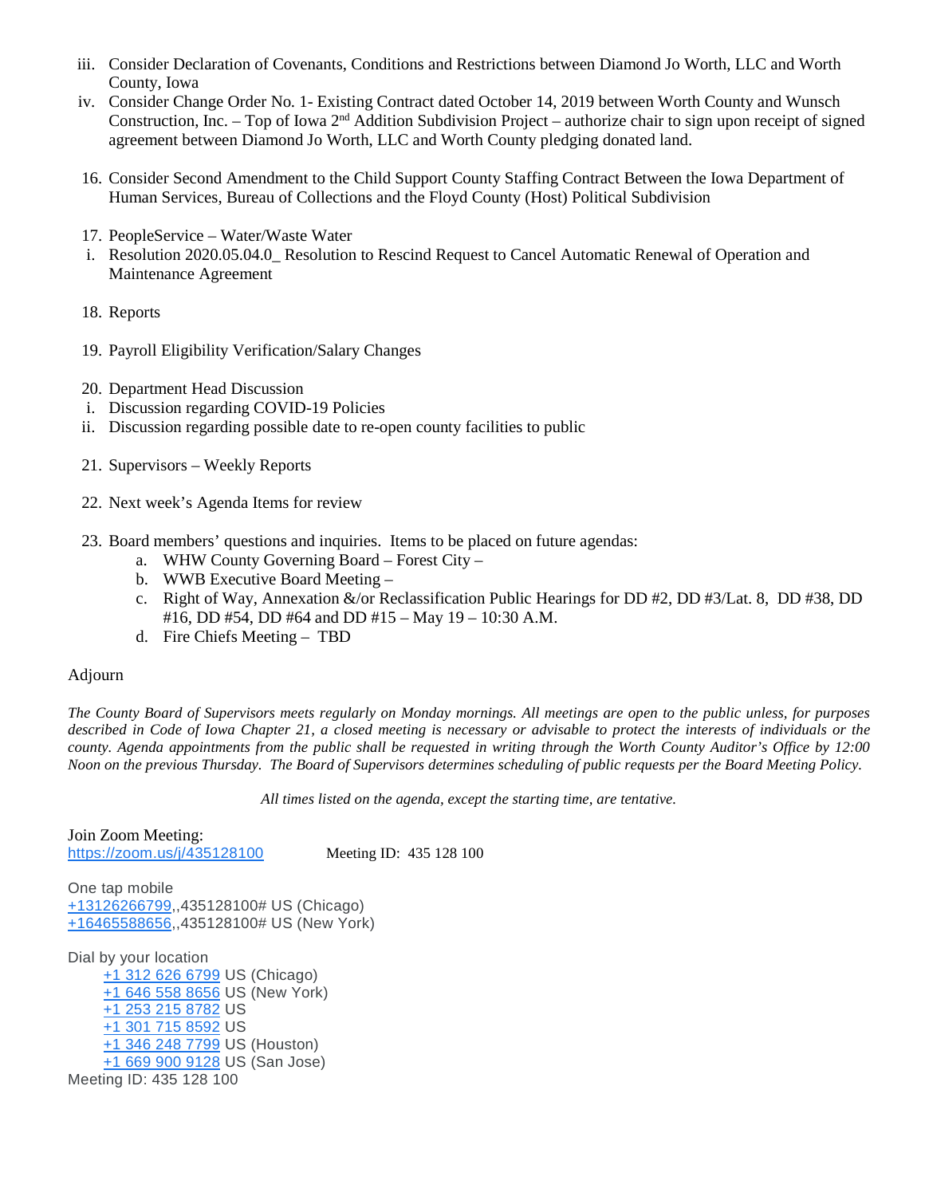iii. Consider Declaration of Covenants, Conditions and Restrictions between Diamond Jo Worth, LLC and Worth County, Iowa
iv. Consider Change Order No. 1- Existing Contract dated October 14, 2019 between Worth County and Wunsch Construction, Inc. – Top of Iowa 2nd Addition Subdivision Project – authorize chair to sign upon receipt of signed agreement between Diamond Jo Worth, LLC and Worth County pledging donated land.

16. Consider Second Amendment to the Child Support County Staffing Contract Between the Iowa Department of Human Services, Bureau of Collections and the Floyd County (Host) Political Subdivision

17. PeopleService – Water/Waste Water
   i. Resolution 2020.05.04.0_ Resolution to Rescind Request to Cancel Automatic Renewal of Operation and Maintenance Agreement

18. Reports

19. Payroll Eligibility Verification/Salary Changes

20. Department Head Discussion
   i. Discussion regarding COVID-19 Policies
   ii. Discussion regarding possible date to re-open county facilities to public

21. Supervisors – Weekly Reports

22. Next week's Agenda Items for review

23. Board members' questions and inquiries. Items to be placed on future agendas:
   a. WHW County Governing Board – Forest City –
   b. WWB Executive Board Meeting –
   c. Right of Way, Annexation &/or Reclassification Public Hearings for DD #2, DD #3/Lat. 8, DD #38, DD #16, DD #54, DD #64 and DD #15 – May 19 – 10:30 A.M.
   d. Fire Chiefs Meeting – TBD

Adjourn

*The County Board of Supervisors meets regularly on Monday mornings. All meetings are open to the public unless, for purposes described in Code of Iowa Chapter 21, a closed meeting is necessary or advisable to protect the interests of individuals or the county. Agenda appointments from the public shall be requested in writing through the Worth County Auditor's Office by 12:00 Noon on the previous Thursday. The Board of Supervisors determines scheduling of public requests per the Board Meeting Policy.*

*All times listed on the agenda, except the starting time, are tentative.*

Join Zoom Meeting:
https://zoom.us/j/435128100 Meeting ID: 435 128 100

One tap mobile
+13126266799,,435128100# US (Chicago)
+16465588656,,435128100# US (New York)

Dial by your location
+1 312 626 6799 US (Chicago)
+1 646 558 8656 US (New York)
+1 253 215 8782 US
+1 301 715 8592 US
+1 346 248 7799 US (Houston)
+1 669 900 9128 US (San Jose)
Meeting ID: 435 128 100